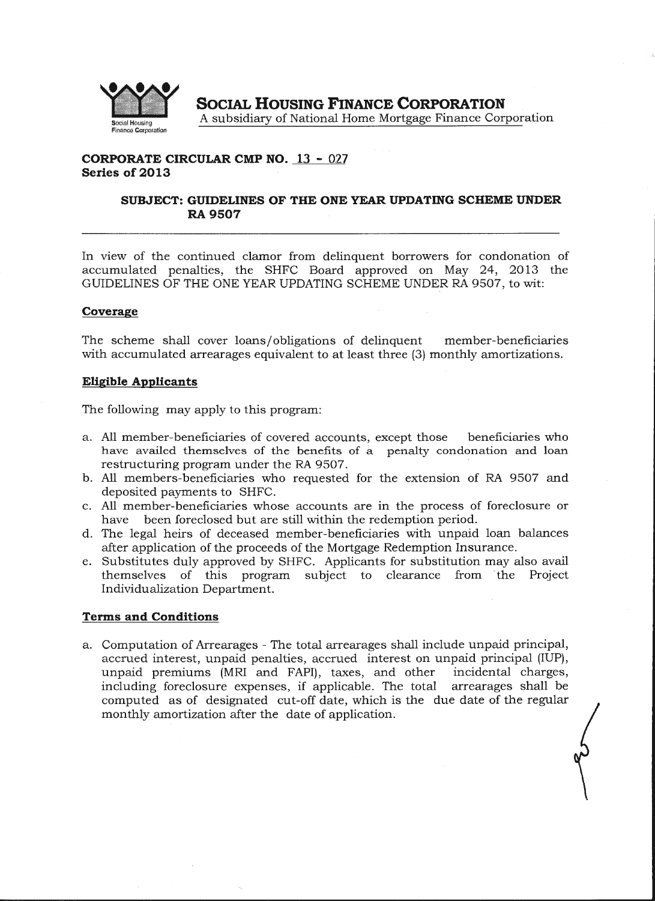**SOCIAL HOUSING FINANCE CORPORATION**
A subsidiary of National Home Mortgage Finance Corporation

**CORPORATE CIRCULAR CMP NO. 13 - 027**
**Series of 2013**

**SUBJECT: GUIDELINES OF THE ONE YEAR UPDATING SCHEME UNDER RA 9507**

In view of the continued clamor from delinquent borrowers for condonation of accumulated penalties, the SHFC Board approved on May 24, 2013 the GUIDELINES OF THE ONE YEAR UPDATING SCHEME UNDER RA 9507, to wit:

**Coverage**

The scheme shall cover loans/obligations of delinquent member-beneficiaries with accumulated arrearages equivalent to at least three (3) monthly amortizations.

**Eligible Applicants**

The following may apply to this program:

a. All member-beneficiaries of covered accounts, except those beneficiaries who have availed themselves of the benefits of a penalty condonation and loan restructuring program under the RA 9507.
b. All members-beneficiaries who requested for the extension of RA 9507 and deposited payments to SHFC.
c. All member-beneficiaries whose accounts are in the process of foreclosure or have been foreclosed but are still within the redemption period.
d. The legal heirs of deceased member-beneficiaries with unpaid loan balances after application of the proceeds of the Mortgage Redemption Insurance.
e. Substitutes duly approved by SHFC. Applicants for substitution may also avail themselves of this program subject to clearance from the Project Individualization Department.

**Terms and Conditions**

a. Computation of Arrearages - The total arrearages shall include unpaid principal, accrued interest, unpaid penalties, accrued interest on unpaid principal (IUP), unpaid premiums (MRI and FAPI), taxes, and other incidental charges, including foreclosure expenses, if applicable. The total arrearages shall be computed as of designated cut-off date, which is the due date of the regular monthly amortization after the date of application.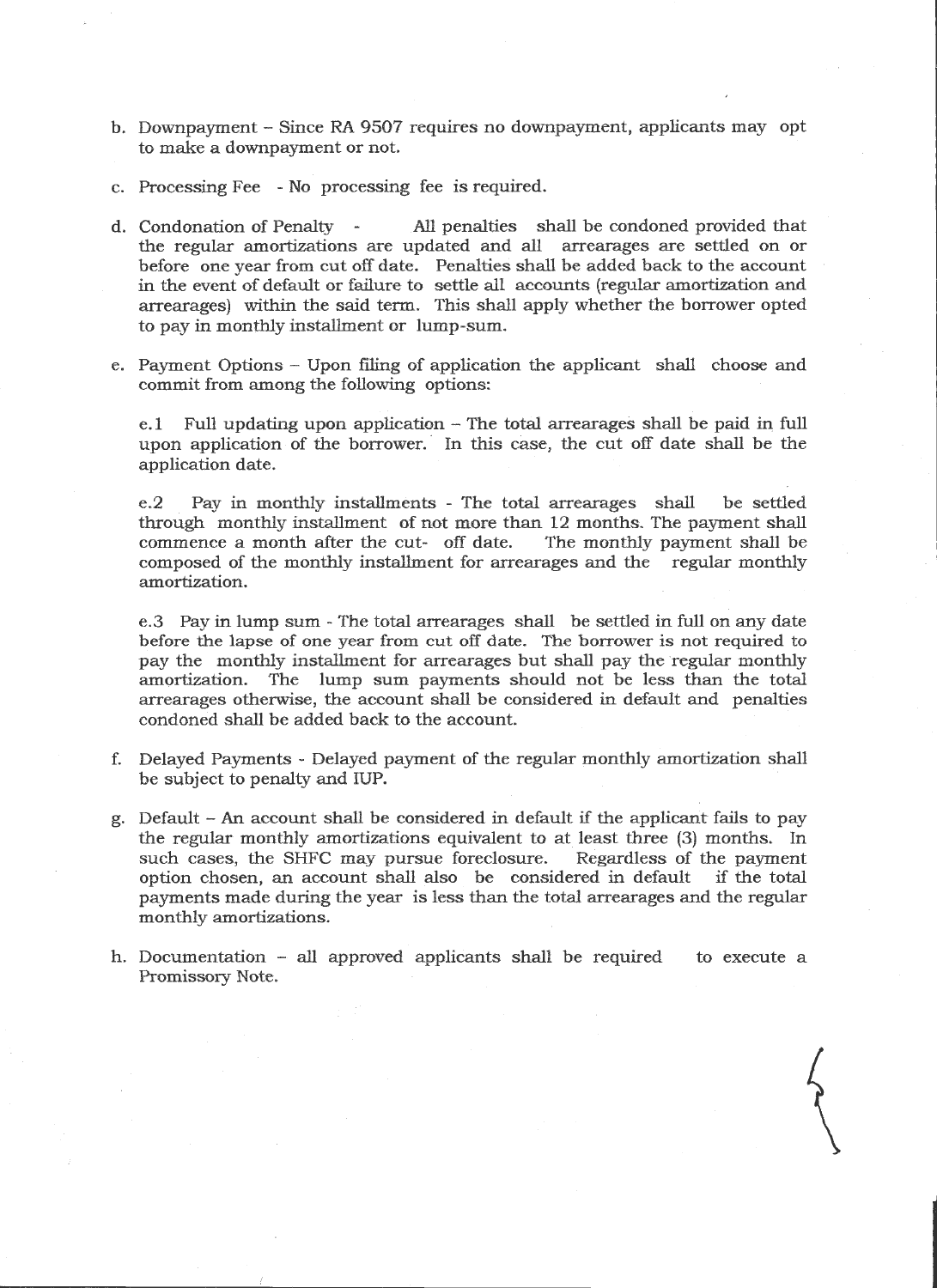b. Downpayment – Since RA 9507 requires no downpayment, applicants may opt to make a downpayment or not.

c. Processing Fee - No processing fee is required.

d. Condonation of Penalty - All penalties shall be condoned provided that the regular amortizations are updated and all arrearages are settled on or before one year from cut off date. Penalties shall be added back to the account in the event of default or failure to settle all accounts (regular amortization and arrearages) within the said term. This shall apply whether the borrower opted to pay in monthly installment or lump-sum.

e. Payment Options – Upon filing of application the applicant shall choose and commit from among the following options:

   e.1 Full updating upon application – The total arrearages shall be paid in full upon application of the borrower. In this case, the cut off date shall be the application date.

   e.2 Pay in monthly installments - The total arrearages shall be settled through monthly installment of not more than 12 months. The payment shall commence a month after the cut- off date. The monthly payment shall be composed of the monthly installment for arrearages and the regular monthly amortization.

   e.3 Pay in lump sum - The total arrearages shall be settled in full on any date before the lapse of one year from cut off date. The borrower is not required to pay the monthly installment for arrearages but shall pay the regular monthly amortization. The lump sum payments should not be less than the total arrearages otherwise, the account shall be considered in default and penalties condoned shall be added back to the account.

f. Delayed Payments - Delayed payment of the regular monthly amortization shall be subject to penalty and IUP.

g. Default – An account shall be considered in default if the applicant fails to pay the regular monthly amortizations equivalent to at least three (3) months. In such cases, the SHFC may pursue foreclosure. Regardless of the payment option chosen, an account shall also be considered in default if the total payments made during the year is less than the total arrearages and the regular monthly amortizations.

h. Documentation – all approved applicants shall be required to execute a Promissory Note.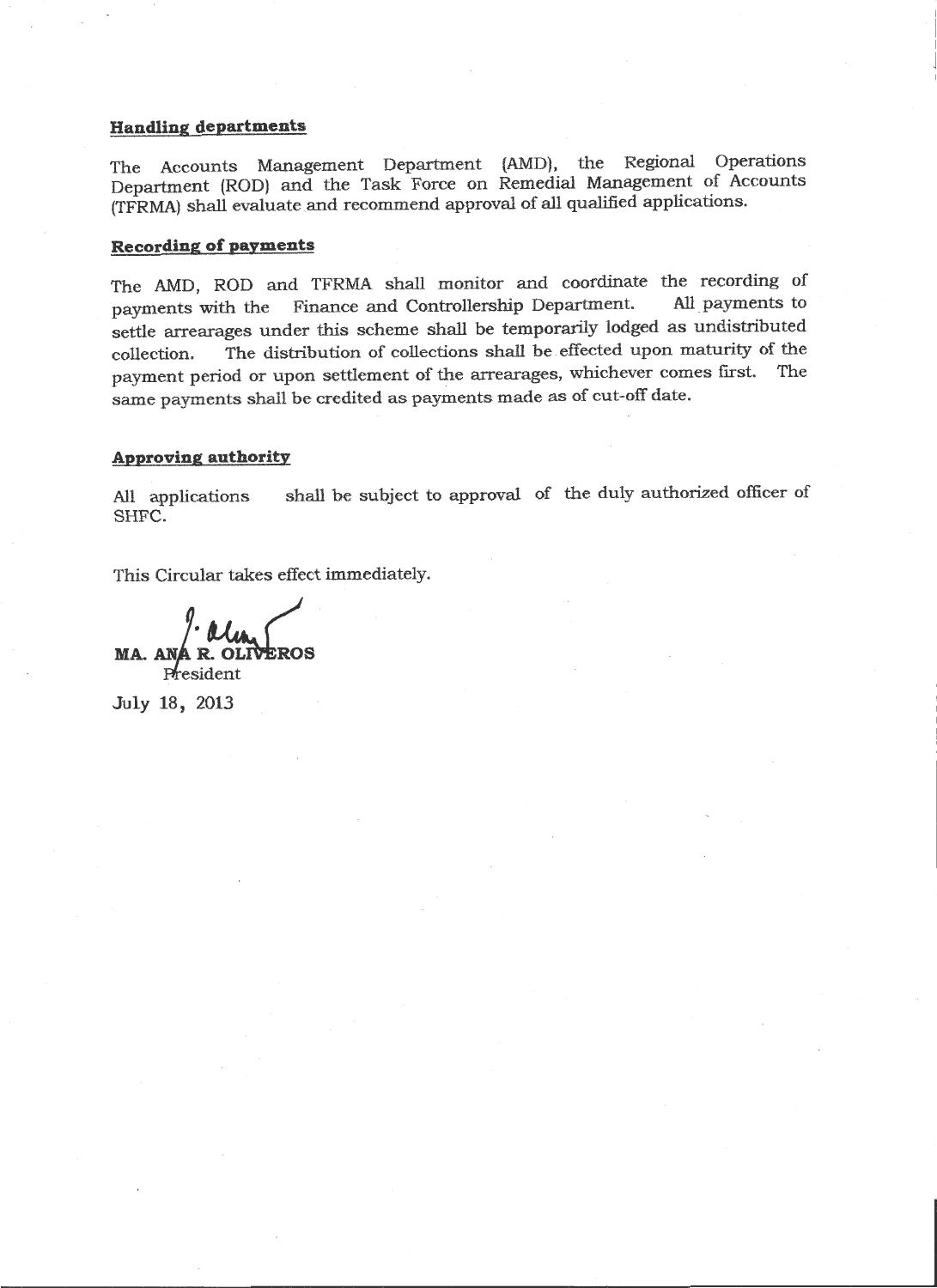**Handling departments**

The Accounts Management Department (AMD), the Regional Operations Department (ROD) and the Task Force on Remedial Management of Accounts (TFRMA) shall evaluate and recommend approval of all qualified applications.

**Recording of payments**

The AMD, ROD and TFRMA shall monitor and coordinate the recording of payments with the Finance and Controllership Department. All payments to settle arrearages under this scheme shall be temporarily lodged as undistributed collection. The distribution of collections shall be effected upon maturity of the payment period or upon settlement of the arrearages, whichever comes first. The same payments shall be credited as payments made as of cut-off date.

**Approving authority**

All applications shall be subject to approval of the duly authorized officer of SHFC.

This Circular takes effect immediately.

**MA. ANA R. OLIVEROS**
President

July 18, 2013